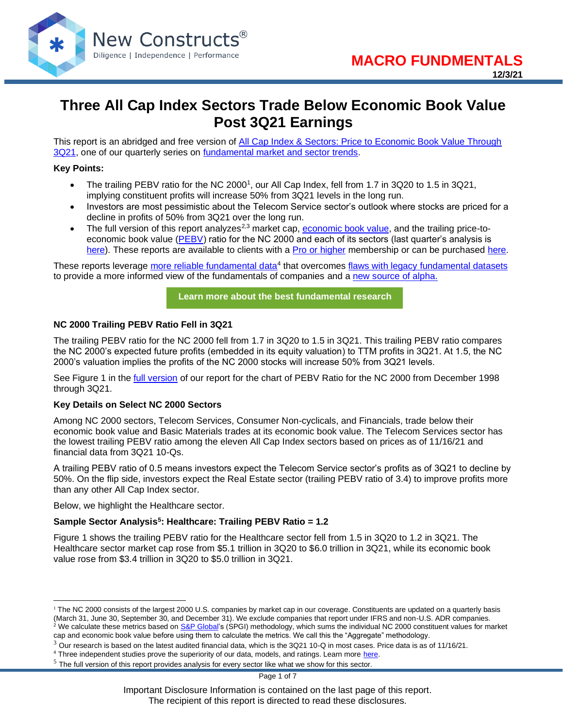MACRO FUNDMENTALS
12/3/21

# Three All Cap Index Sectors Trade Below Economic Book Value Post 3Q21 Earnings

This report is an abridged and free version of All Cap Index & Sectors: Price to Economic Book Value Through 3Q21, one of our quarterly series on fundamental market and sector trends.

**Key Points:**

- The trailing PEBV ratio for the NC 2000[1], our All Cap Index, fell from 1.7 in 3Q20 to 1.5 in 3Q21, implying constituent profits will increase 50% from 3Q21 levels in the long run.
- Investors are most pessimistic about the Telecom Service sector's outlook where stocks are priced for a decline in profits of 50% from 3Q21 over the long run.
- The full version of this report analyzes[2,3] market cap, economic book value, and the trailing price-to-economic book value (PEBV) ratio for the NC 2000 and each of its sectors (last quarter's analysis is here). These reports are available to clients with a Pro or higher membership or can be purchased here.

These reports leverage more reliable fundamental data[4] that overcomes flaws with legacy fundamental datasets to provide a more informed view of the fundamentals of companies and a new source of alpha.

Learn more about the best fundamental research

**NC 2000 Trailing PEBV Ratio Fell in 3Q21**

The trailing PEBV ratio for the NC 2000 fell from 1.7 in 3Q20 to 1.5 in 3Q21. This trailing PEBV ratio compares the NC 2000's expected future profits (embedded in its equity valuation) to TTM profits in 3Q21. At 1.5, the NC 2000's valuation implies the profits of the NC 2000 stocks will increase 50% from 3Q21 levels.

See Figure 1 in the full version of our report for the chart of PEBV Ratio for the NC 2000 from December 1998 through 3Q21.

**Key Details on Select NC 2000 Sectors**

Among NC 2000 sectors, Telecom Services, Consumer Non-cyclicals, and Financials, trade below their economic book value and Basic Materials trades at its economic book value. The Telecom Services sector has the lowest trailing PEBV ratio among the eleven All Cap Index sectors based on prices as of 11/16/21 and financial data from 3Q21 10-Qs.

A trailing PEBV ratio of 0.5 means investors expect the Telecom Service sector's profits as of 3Q21 to decline by 50%. On the flip side, investors expect the Real Estate sector (trailing PEBV ratio of 3.4) to improve profits more than any other All Cap Index sector.

Below, we highlight the Healthcare sector.

**Sample Sector Analysis[5]: Healthcare: Trailing PEBV Ratio = 1.2**

Figure 1 shows the trailing PEBV ratio for the Healthcare sector fell from 1.5 in 3Q20 to 1.2 in 3Q21. The Healthcare sector market cap rose from $5.1 trillion in 3Q20 to $6.0 trillion in 3Q21, while its economic book value rose from $3.4 trillion in 3Q20 to $5.0 trillion in 3Q21.

---

[1] The NC 2000 consists of the largest 2000 U.S. companies by market cap in our coverage. Constituents are updated on a quarterly basis (March 31, June 30, September 30, and December 31). We exclude companies that report under IFRS and non-U.S. ADR companies.

[2] We calculate these metrics based on S&P Global's (SPGI) methodology, which sums the individual NC 2000 constituent values for market cap and economic book value before using them to calculate the metrics. We call this the "Aggregate" methodology.

[3] Our research is based on the latest audited financial data, which is the 3Q21 10-Q in most cases. Price data is as of 11/16/21.

[4] Three independent studies prove the superiority of our data, models, and ratings. Learn more here.

[5] The full version of this report provides analysis for every sector like what we show for this sector.

Important Disclosure Information is contained on the last page of this report.
The recipient of this report is directed to read these disclosures.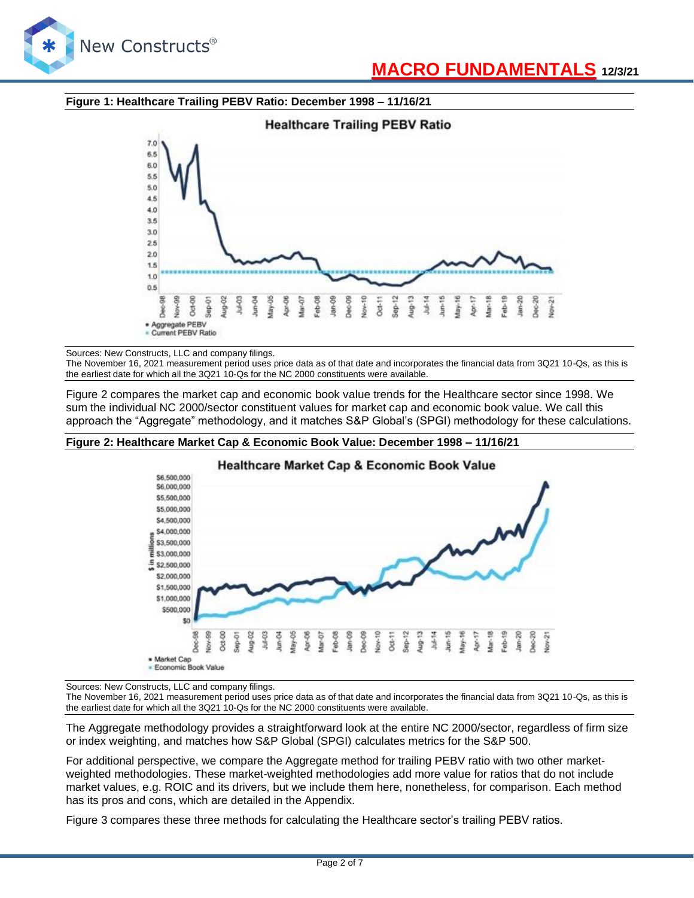**Figure 1: Healthcare Trailing PEBV Ratio: December 1998 – 11/16/21**

Sources: New Constructs, LLC and company filings.
The November 16, 2021 measurement period uses price data as of that date and incorporates the financial data from 3Q21 10-Qs, as this is the earliest date for which all the 3Q21 10-Qs for the NC 2000 constituents were available.

Figure 2 compares the market cap and economic book value trends for the Healthcare sector since 1998. We sum the individual NC 2000/sector constituent values for market cap and economic book value. We call this approach the "Aggregate" methodology, and it matches S&P Global's (SPGI) methodology for these calculations.

**Figure 2: Healthcare Market Cap & Economic Book Value: December 1998 – 11/16/21**

Sources: New Constructs, LLC and company filings.
The November 16, 2021 measurement period uses price data as of that date and incorporates the financial data from 3Q21 10-Qs, as this is the earliest date for which all the 3Q21 10-Qs for the NC 2000 constituents were available.

The Aggregate methodology provides a straightforward look at the entire NC 2000/sector, regardless of firm size or index weighting, and matches how S&P Global (SPGI) calculates metrics for the S&P 500.

For additional perspective, we compare the Aggregate method for trailing PEBV ratio with two other market-weighted methodologies. These market-weighted methodologies add more value for ratios that do not include market values, e.g. ROIC and its drivers, but we include them here, nonetheless, for comparison. Each method has its pros and cons, which are detailed in the Appendix.

Figure 3 compares these three methods for calculating the Healthcare sector's trailing PEBV ratios.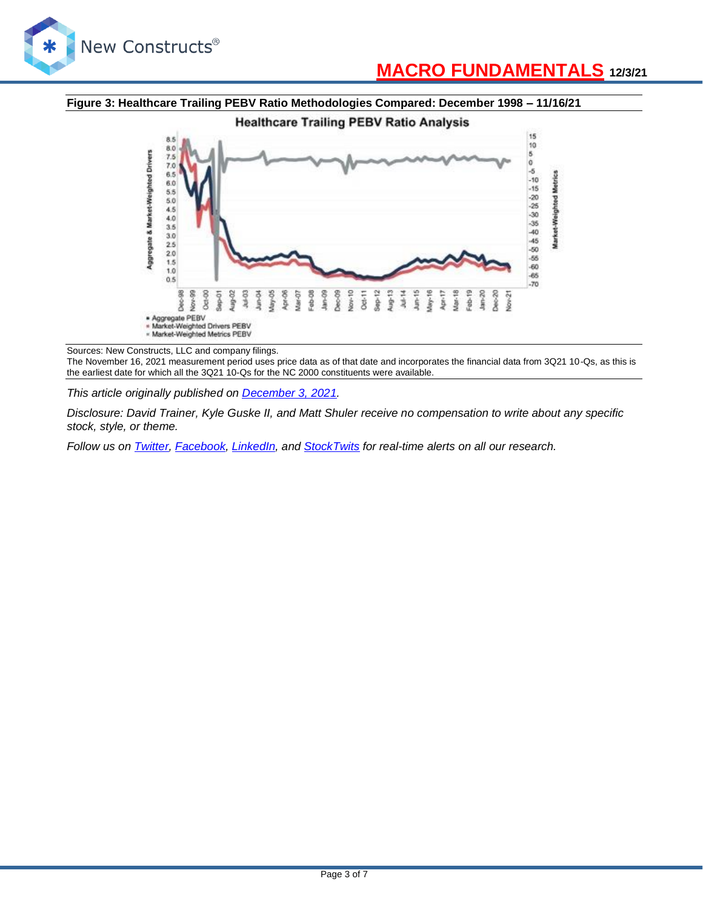**Figure 3: Healthcare Trailing PEBV Ratio Methodologies Compared: December 1998 – 11/16/21**

Sources: New Constructs, LLC and company filings.

The November 16, 2021 measurement period uses price data as of that date and incorporates the financial data from 3Q21 10-Qs, as this is the earliest date for which all the 3Q21 10-Qs for the NC 2000 constituents were available.

*This article originally published on [December 3, 2021](December 3, 2021).*

*Disclosure: David Trainer, Kyle Guske II, and Matt Shuler receive no compensation to write about any specific stock, style, or theme.*

*Follow us on [Twitter](Twitter), [Facebook](Facebook), [LinkedIn](LinkedIn), and [StockTwits](StockTwits) for real-time alerts on all our research.*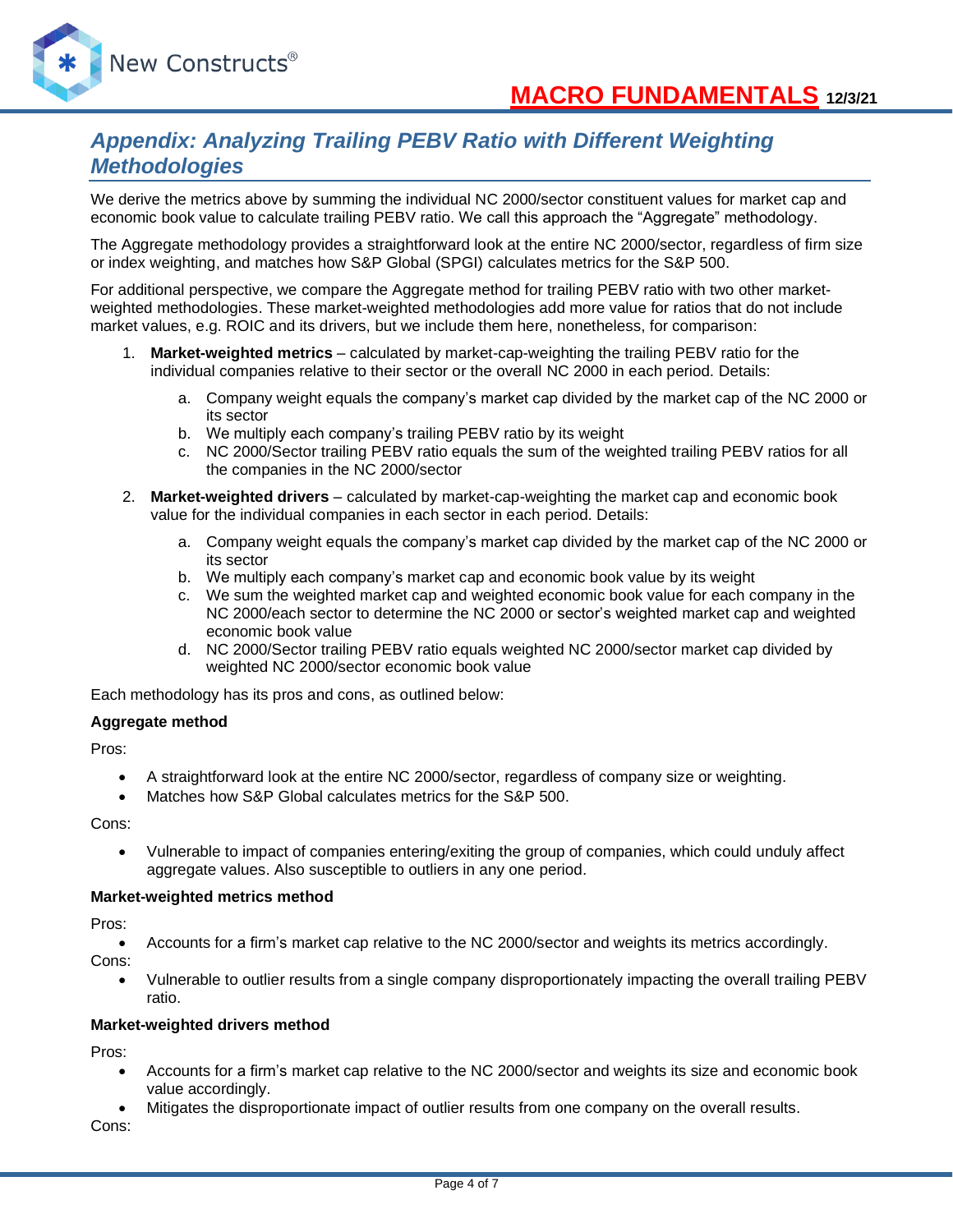## *Appendix: Analyzing Trailing PEBV Ratio with Different Weighting Methodologies*

We derive the metrics above by summing the individual NC 2000/sector constituent values for market cap and economic book value to calculate trailing PEBV ratio. We call this approach the "Aggregate" methodology.

The Aggregate methodology provides a straightforward look at the entire NC 2000/sector, regardless of firm size or index weighting, and matches how S&P Global (SPGI) calculates metrics for the S&P 500.

For additional perspective, we compare the Aggregate method for trailing PEBV ratio with two other market-weighted methodologies. These market-weighted methodologies add more value for ratios that do not include market values, e.g. ROIC and its drivers, but we include them here, nonetheless, for comparison:

1. **Market-weighted metrics** – calculated by market-cap-weighting the trailing PEBV ratio for the individual companies relative to their sector or the overall NC 2000 in each period. Details:
   a. Company weight equals the company's market cap divided by the market cap of the NC 2000 or its sector
   b. We multiply each company's trailing PEBV ratio by its weight
   c. NC 2000/Sector trailing PEBV ratio equals the sum of the weighted trailing PEBV ratios for all the companies in the NC 2000/sector
2. **Market-weighted drivers** – calculated by market-cap-weighting the market cap and economic book value for the individual companies in each sector in each period. Details:
   a. Company weight equals the company's market cap divided by the market cap of the NC 2000 or its sector
   b. We multiply each company's market cap and economic book value by its weight
   c. We sum the weighted market cap and weighted economic book value for each company in the NC 2000/each sector to determine the NC 2000 or sector's weighted market cap and weighted economic book value
   d. NC 2000/Sector trailing PEBV ratio equals weighted NC 2000/sector market cap divided by weighted NC 2000/sector economic book value

Each methodology has its pros and cons, as outlined below:

**Aggregate method**

Pros:

- A straightforward look at the entire NC 2000/sector, regardless of company size or weighting.
- Matches how S&P Global calculates metrics for the S&P 500.

Cons:

- Vulnerable to impact of companies entering/exiting the group of companies, which could unduly affect aggregate values. Also susceptible to outliers in any one period.

**Market-weighted metrics method**

Pros:

- Accounts for a firm's market cap relative to the NC 2000/sector and weights its metrics accordingly.

Cons:

- Vulnerable to outlier results from a single company disproportionately impacting the overall trailing PEBV ratio.

**Market-weighted drivers method**

Pros:

- Accounts for a firm's market cap relative to the NC 2000/sector and weights its size and economic book value accordingly.
- Mitigates the disproportionate impact of outlier results from one company on the overall results.

Cons: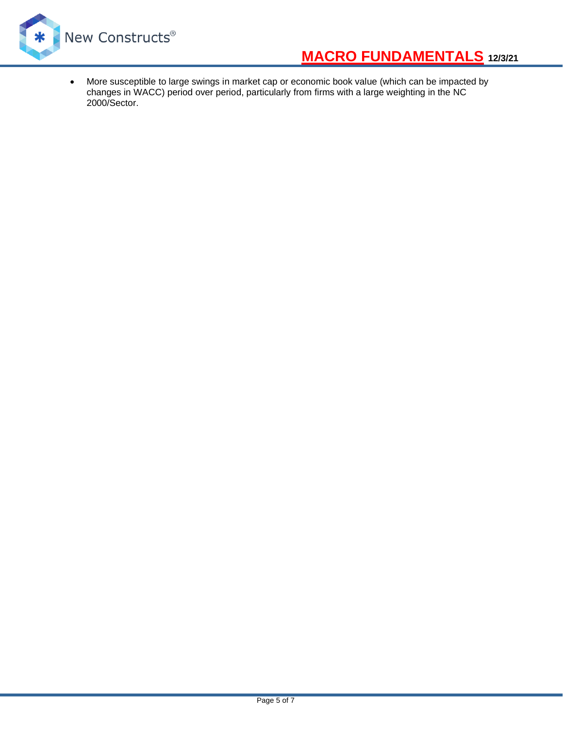- More susceptible to large swings in market cap or economic book value (which can be impacted by changes in WACC) period over period, particularly from firms with a large weighting in the NC 2000/Sector.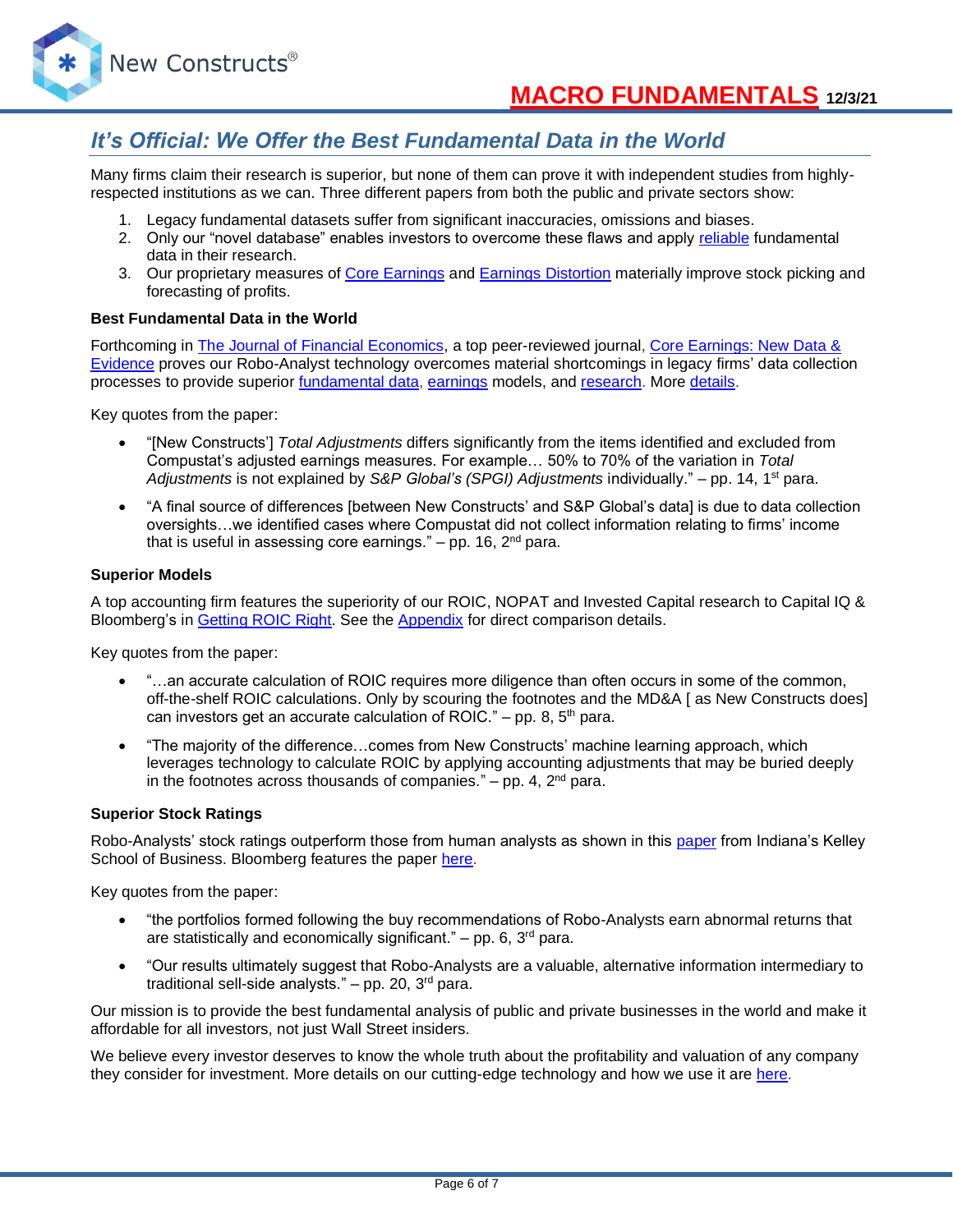## It's Official: We Offer the Best Fundamental Data in the World

Many firms claim their research is superior, but none of them can prove it with independent studies from highly-respected institutions as we can. Three different papers from both the public and private sectors show:

1. Legacy fundamental datasets suffer from significant inaccuracies, omissions and biases.
2. Only our "novel database" enables investors to overcome these flaws and apply reliable fundamental data in their research.
3. Our proprietary measures of Core Earnings and Earnings Distortion materially improve stock picking and forecasting of profits.

**Best Fundamental Data in the World**

Forthcoming in The Journal of Financial Economics, a top peer-reviewed journal, Core Earnings: New Data & Evidence proves our Robo-Analyst technology overcomes material shortcomings in legacy firms' data collection processes to provide superior fundamental data, earnings models, and research. More details.

Key quotes from the paper:

- "[New Constructs'] *Total Adjustments* differs significantly from the items identified and excluded from Compustat's adjusted earnings measures. For example… 50% to 70% of the variation in *Total Adjustments* is not explained by *S&P Global's (SPGI) Adjustments* individually." – pp. 14, 1st para.
- "A final source of differences [between New Constructs' and S&P Global's data] is due to data collection oversights…we identified cases where Compustat did not collect information relating to firms' income that is useful in assessing core earnings." – pp. 16, 2nd para.

**Superior Models**

A top accounting firm features the superiority of our ROIC, NOPAT and Invested Capital research to Capital IQ & Bloomberg's in Getting ROIC Right. See the Appendix for direct comparison details.

Key quotes from the paper:

- "…an accurate calculation of ROIC requires more diligence than often occurs in some of the common, off-the-shelf ROIC calculations. Only by scouring the footnotes and the MD&A [ as New Constructs does] can investors get an accurate calculation of ROIC." – pp. 8, 5th para.
- "The majority of the difference…comes from New Constructs' machine learning approach, which leverages technology to calculate ROIC by applying accounting adjustments that may be buried deeply in the footnotes across thousands of companies." – pp. 4, 2nd para.

**Superior Stock Ratings**

Robo-Analysts' stock ratings outperform those from human analysts as shown in this paper from Indiana's Kelley School of Business. Bloomberg features the paper here.

Key quotes from the paper:

- "the portfolios formed following the buy recommendations of Robo-Analysts earn abnormal returns that are statistically and economically significant." – pp. 6, 3rd para.
- "Our results ultimately suggest that Robo-Analysts are a valuable, alternative information intermediary to traditional sell-side analysts." – pp. 20, 3rd para.

Our mission is to provide the best fundamental analysis of public and private businesses in the world and make it affordable for all investors, not just Wall Street insiders.

We believe every investor deserves to know the whole truth about the profitability and valuation of any company they consider for investment. More details on our cutting-edge technology and how we use it are here.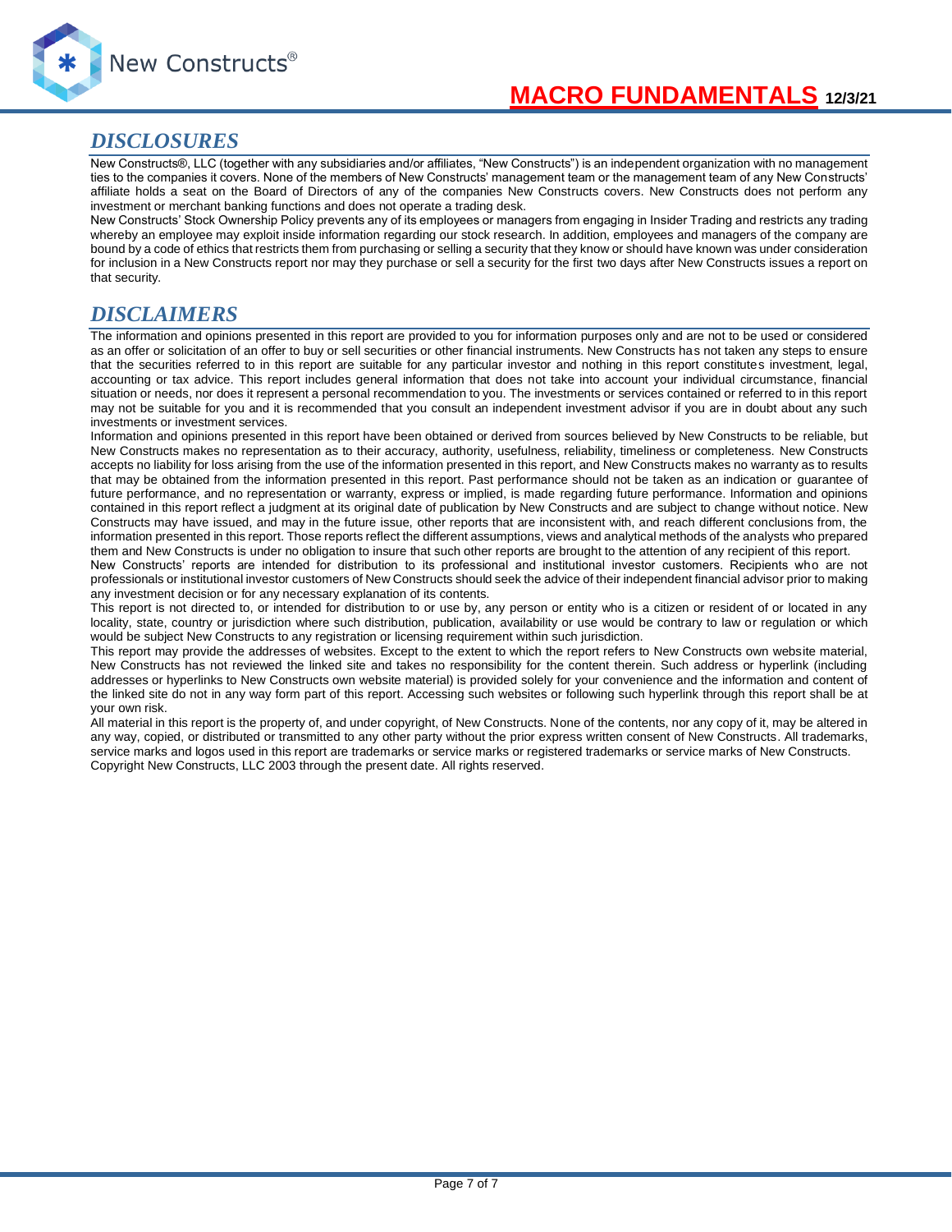## DISCLOSURES

New Constructs®, LLC (together with any subsidiaries and/or affiliates, "New Constructs") is an independent organization with no management ties to the companies it covers. None of the members of New Constructs' management team or the management team of any New Constructs' affiliate holds a seat on the Board of Directors of any of the companies New Constructs covers. New Constructs does not perform any investment or merchant banking functions and does not operate a trading desk.

New Constructs' Stock Ownership Policy prevents any of its employees or managers from engaging in Insider Trading and restricts any trading whereby an employee may exploit inside information regarding our stock research. In addition, employees and managers of the company are bound by a code of ethics that restricts them from purchasing or selling a security that they know or should have known was under consideration for inclusion in a New Constructs report nor may they purchase or sell a security for the first two days after New Constructs issues a report on that security.

## DISCLAIMERS

The information and opinions presented in this report are provided to you for information purposes only and are not to be used or considered as an offer or solicitation of an offer to buy or sell securities or other financial instruments. New Constructs has not taken any steps to ensure that the securities referred to in this report are suitable for any particular investor and nothing in this report constitutes investment, legal, accounting or tax advice. This report includes general information that does not take into account your individual circumstance, financial situation or needs, nor does it represent a personal recommendation to you. The investments or services contained or referred to in this report may not be suitable for you and it is recommended that you consult an independent investment advisor if you are in doubt about any such investments or investment services.

Information and opinions presented in this report have been obtained or derived from sources believed by New Constructs to be reliable, but New Constructs makes no representation as to their accuracy, authority, usefulness, reliability, timeliness or completeness. New Constructs accepts no liability for loss arising from the use of the information presented in this report, and New Constructs makes no warranty as to results that may be obtained from the information presented in this report. Past performance should not be taken as an indication or guarantee of future performance, and no representation or warranty, express or implied, is made regarding future performance. Information and opinions contained in this report reflect a judgment at its original date of publication by New Constructs and are subject to change without notice. New Constructs may have issued, and may in the future issue, other reports that are inconsistent with, and reach different conclusions from, the information presented in this report. Those reports reflect the different assumptions, views and analytical methods of the analysts who prepared them and New Constructs is under no obligation to insure that such other reports are brought to the attention of any recipient of this report.

New Constructs' reports are intended for distribution to its professional and institutional investor customers. Recipients who are not professionals or institutional investor customers of New Constructs should seek the advice of their independent financial advisor prior to making any investment decision or for any necessary explanation of its contents.

This report is not directed to, or intended for distribution to or use by, any person or entity who is a citizen or resident of or located in any locality, state, country or jurisdiction where such distribution, publication, availability or use would be contrary to law or regulation or which would be subject New Constructs to any registration or licensing requirement within such jurisdiction.

This report may provide the addresses of websites. Except to the extent to which the report refers to New Constructs own website material, New Constructs has not reviewed the linked site and takes no responsibility for the content therein. Such address or hyperlink (including addresses or hyperlinks to New Constructs own website material) is provided solely for your convenience and the information and content of the linked site do not in any way form part of this report. Accessing such websites or following such hyperlink through this report shall be at your own risk.

All material in this report is the property of, and under copyright, of New Constructs. None of the contents, nor any copy of it, may be altered in any way, copied, or distributed or transmitted to any other party without the prior express written consent of New Constructs. All trademarks, service marks and logos used in this report are trademarks or service marks or registered trademarks or service marks of New Constructs.

Copyright New Constructs, LLC 2003 through the present date. All rights reserved.